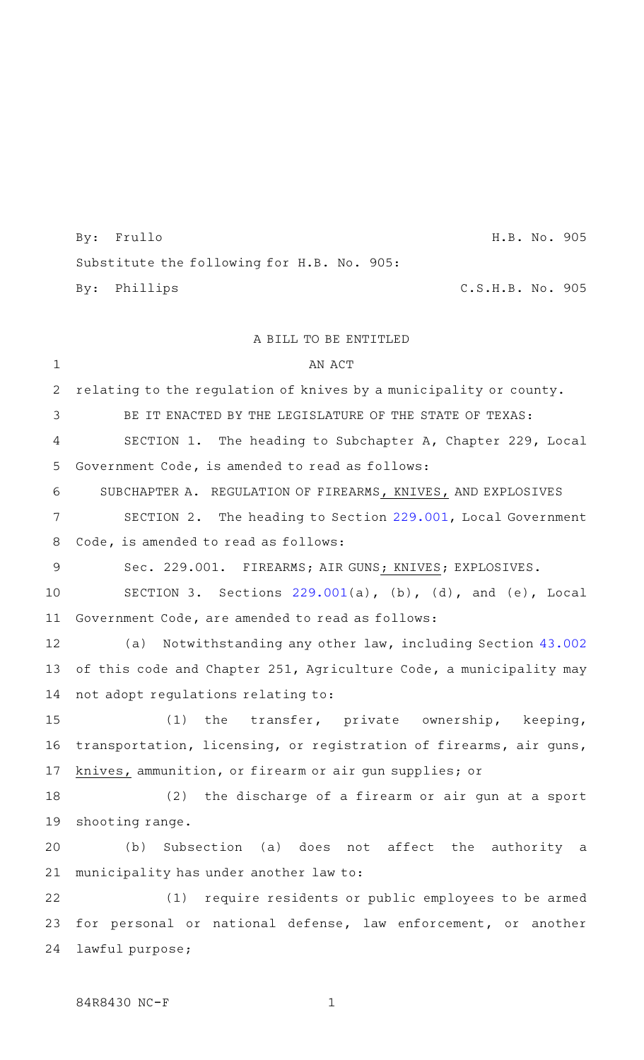By: Frullo H.B. No. 905

Substitute the following for H.B. No. 905:

By: Phillips C.S.H.B. No. 905

A BILL TO BE ENTITLED

AN ACT

relating to the regulation of knives by a municipality or county.

BE IT ENACTED BY THE LEGISLATURE OF THE STATE OF TEXAS:

SECTION 1. The heading to Subchapter A, Chapter 229, Local Government Code, is amended to read as follows:

SUBCHAPTER A. REGULATION OF FIREARMS, KNIVES, AND EXPLOSIVES

SECTION 2. The heading to Section 229.001, Local Government Code, is amended to read as follows:

Sec. 229.001. FIREARMS; AIR GUNS; KNIVES; EXPLOSIVES.

SECTION 3. Sections 229.001(a), (b), (d), and (e), Local Government Code, are amended to read as follows:

(a) Notwithstanding any other law, including Section 43.002 of this code and Chapter 251, Agriculture Code, a municipality may not adopt regulations relating to:

(1) the transfer, private ownership, keeping, transportation, licensing, or registration of firearms, air guns, knives, ammunition, or firearm or air gun supplies; or

(2) the discharge of a firearm or air gun at a sport shooting range.

(b) Subsection (a) does not affect the authority a municipality has under another law to:

(1) require residents or public employees to be armed for personal or national defense, law enforcement, or another lawful purpose;

84R8430 NC-F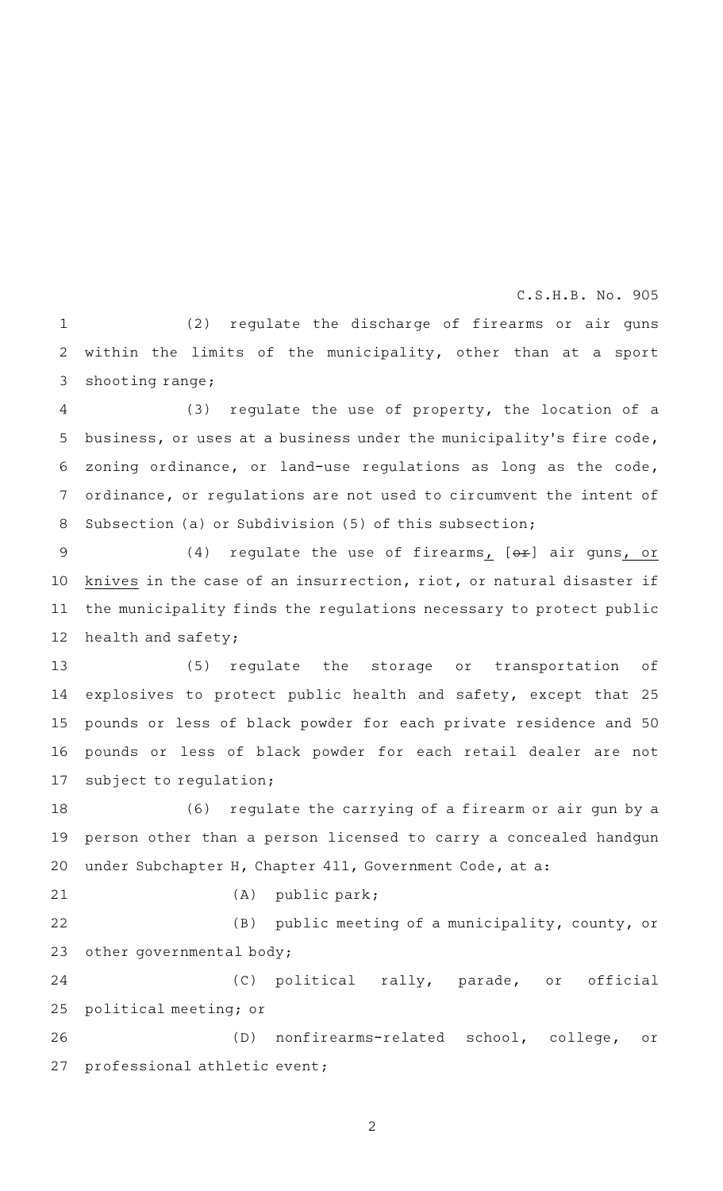(2) regulate the discharge of firearms or air guns within the limits of the municipality, other than at a sport shooting range;

(3) regulate the use of property, the location of a business, or uses at a business under the municipality's fire code, zoning ordinance, or land-use regulations as long as the code, ordinance, or regulations are not used to circumvent the intent of Subsection (a) or Subdivision (5) of this subsection;

(4) regulate the use of firearms, [~~or~~] air guns, or knives in the case of an insurrection, riot, or natural disaster if the municipality finds the regulations necessary to protect public health and safety;

(5) regulate the storage or transportation of explosives to protect public health and safety, except that 25 pounds or less of black powder for each private residence and 50 pounds or less of black powder for each retail dealer are not subject to regulation;

(6) regulate the carrying of a firearm or air gun by a person other than a person licensed to carry a concealed handgun under Subchapter H, Chapter 411, Government Code, at a:

(A) public park;

(B) public meeting of a municipality, county, or other governmental body;

(C) political rally, parade, or official political meeting; or

(D) nonfirearms-related school, college, or professional athletic event;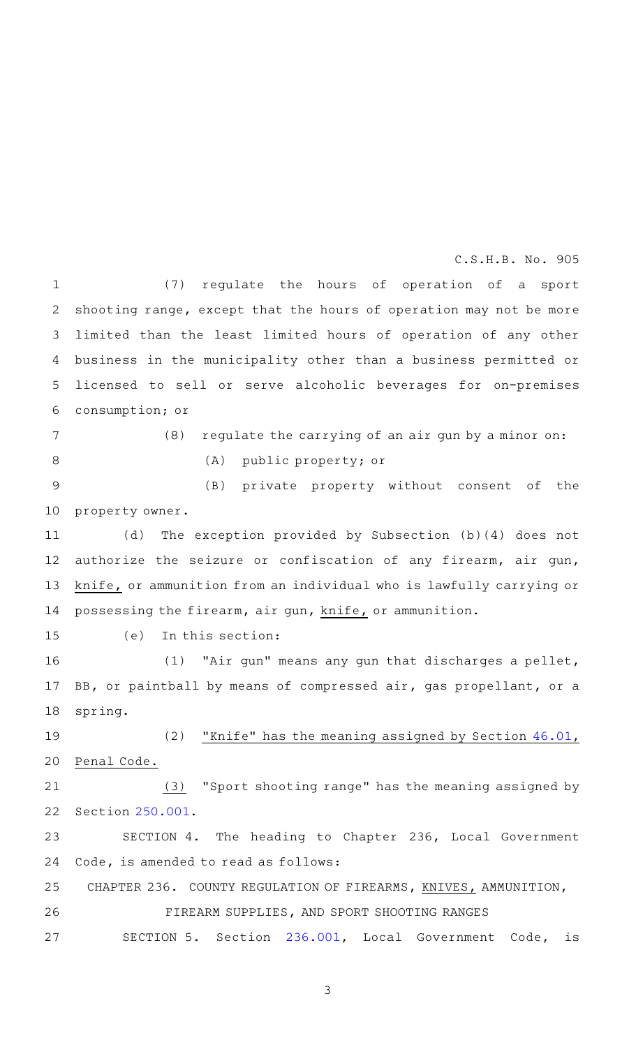(7) regulate the hours of operation of a sport shooting range, except that the hours of operation may not be more limited than the least limited hours of operation of any other business in the municipality other than a business permitted or licensed to sell or serve alcoholic beverages for on-premises consumption; or

(8) regulate the carrying of an air gun by a minor on:

(A) public property; or

(B) private property without consent of the property owner.

(d) The exception provided by Subsection (b)(4) does not authorize the seizure or confiscation of any firearm, air gun, knife, or ammunition from an individual who is lawfully carrying or possessing the firearm, air gun, knife, or ammunition.

(e) In this section:

(1) "Air gun" means any gun that discharges a pellet, BB, or paintball by means of compressed air, gas propellant, or a spring.

(2) "Knife" has the meaning assigned by Section 46.01, Penal Code.

(3) "Sport shooting range" has the meaning assigned by Section 250.001.

SECTION 4. The heading to Chapter 236, Local Government Code, is amended to read as follows:

CHAPTER 236. COUNTY REGULATION OF FIREARMS, KNIVES, AMMUNITION, FIREARM SUPPLIES, AND SPORT SHOOTING RANGES

SECTION 5. Section 236.001, Local Government Code, is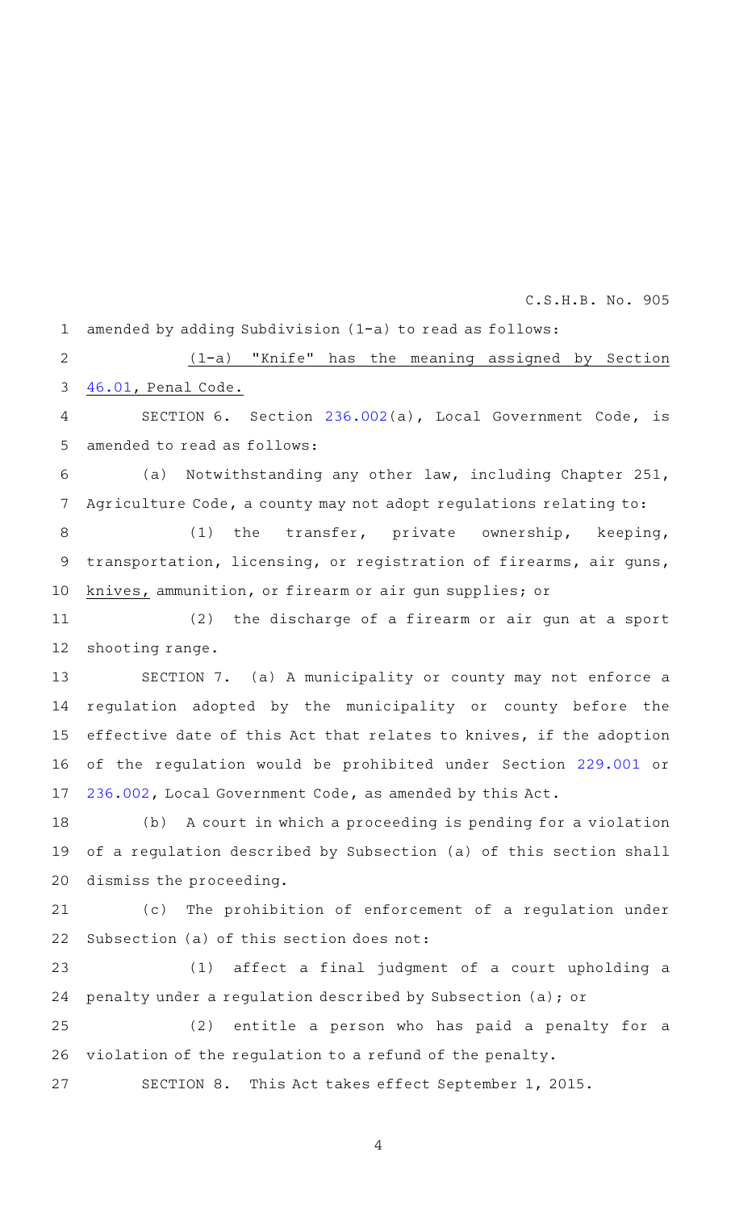amended by adding Subdivision (1-a) to read as follows:

(1-a) "Knife" has the meaning assigned by Section 46.01, Penal Code.

SECTION 6. Section 236.002(a), Local Government Code, is amended to read as follows:

(a) Notwithstanding any other law, including Chapter 251, Agriculture Code, a county may not adopt regulations relating to:

(1) the transfer, private ownership, keeping, transportation, licensing, or registration of firearms, air guns, knives, ammunition, or firearm or air gun supplies; or

(2) the discharge of a firearm or air gun at a sport shooting range.

SECTION 7. (a) A municipality or county may not enforce a regulation adopted by the municipality or county before the effective date of this Act that relates to knives, if the adoption of the regulation would be prohibited under Section 229.001 or 236.002, Local Government Code, as amended by this Act.

(b) A court in which a proceeding is pending for a violation of a regulation described by Subsection (a) of this section shall dismiss the proceeding.

(c) The prohibition of enforcement of a regulation under Subsection (a) of this section does not:

(1) affect a final judgment of a court upholding a penalty under a regulation described by Subsection (a); or

(2) entitle a person who has paid a penalty for a violation of the regulation to a refund of the penalty.

SECTION 8. This Act takes effect September 1, 2015.